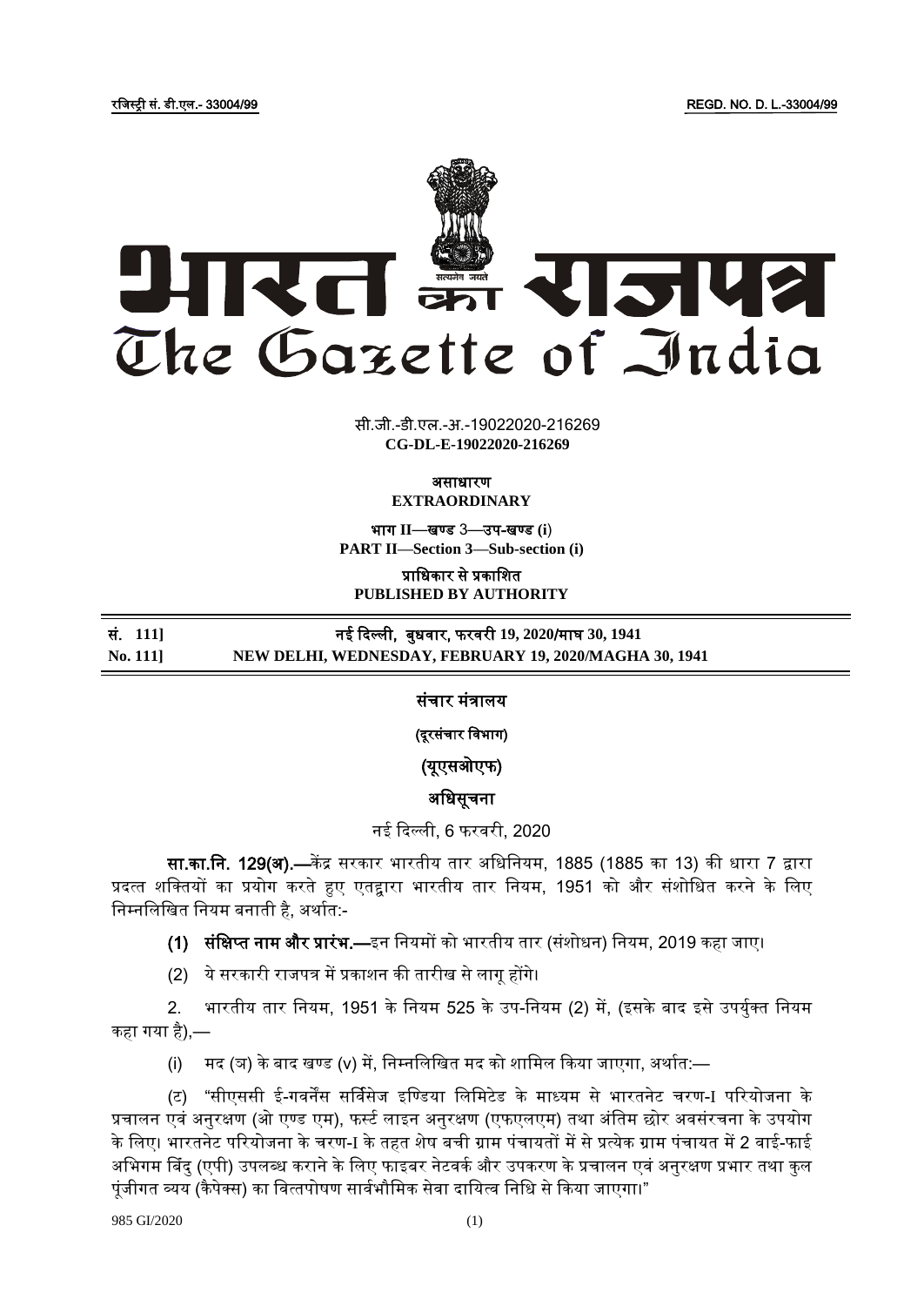रजिस्ट्री सं. डी.एल.- 33004/99 REGD. NO. D. L.-33004/99

# भारत का राजपत्र
# The Gazette of India

सी.जी.-डी.एल.-अ.-19022020-216269
**CG-DL-E-19022020-216269**

असाधारण
**EXTRAORDINARY**

भाग II—खण्ड 3—उप-खण्ड (i)
**PART II—Section 3—Sub-section (i)**

प्राधिकार से प्रकाशित
**PUBLISHED BY AUTHORITY**

| सं. 111] | नई दिल्ली, बुधवार, फरवरी 19, 2020/माघ 30, 1941 |
|---|---|
| **No. 111]** | **NEW DELHI, WEDNESDAY, FEBRUARY 19, 2020/MAGHA 30, 1941** |

## संचार मंत्रालय

### (दूरसंचार विभाग)

### (यूएसओएफ)

### अधिसूचना

नई दिल्ली, 6 फरवरी, 2020

**सा.का.नि. 129(अ).—**केंद्र सरकार भारतीय तार अधिनियम, 1885 (1885 का 13) की धारा 7 द्वारा प्रदत्त शक्तियों का प्रयोग करते हुए एतद्वारा भारतीय तार नियम, 1951 को और संशोधित करने के लिए निम्नलिखित नियम बनाती है, अर्थात:-

**(1) संक्षिप्त नाम और प्रारंभ.—**इन नियमों को भारतीय तार (संशोधन) नियम, 2019 कहा जाए।

(2) ये सरकारी राजपत्र में प्रकाशन की तारीख से लागू होंगे।

2. भारतीय तार नियम, 1951 के नियम 525 के उप-नियम (2) में, (इसके बाद इसे उपर्युक्त नियम कहा गया है),—

(i) मद (ञ) के बाद खण्ड (v) में, निम्नलिखित मद को शामिल किया जाएगा, अर्थात:—

(ट) "सीएससी ई-गवर्नेंस सर्विसेज इण्डिया लिमिटेड के माध्यम से भारतनेट चरण-I परियोजना के प्रचालन एवं अनुरक्षण (ओ एण्ड एम), फर्स्ट लाइन अनुरक्षण (एफएलएम) तथा अंतिम छोर अवसंरचना के उपयोग के लिए। भारतनेट परियोजना के चरण-I के तहत शेष बची ग्राम पंचायतों में से प्रत्येक ग्राम पंचायत में 2 वाई-फाई अभिगम बिंदु (एपी) उपलब्ध कराने के लिए फाइबर नेटवर्क और उपकरण के प्रचालन एवं अनुरक्षण प्रभार तथा कुल पूंजीगत व्यय (कैपेक्स) का वित्तपोषण सार्वभौमिक सेवा दायित्व निधि से किया जाएगा।"

985 GI/2020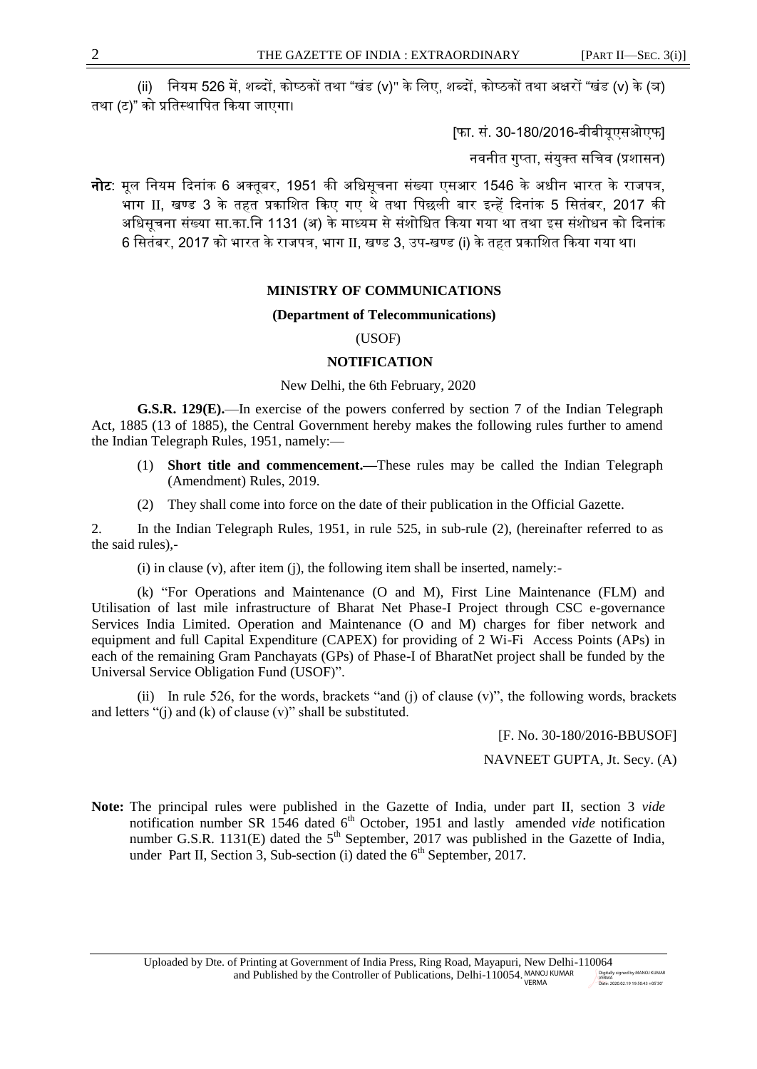(ii) नियम 526 में, शब्दों, कोष्ठकों तथा "खंड (v)" के लिए, शब्दों, कोष्ठकों तथा अक्षरों "खंड (v) के (ञ) तथा (ट)" को प्रतिस्थापित किया जाएगा।

[फा. सं. 30-180/2016-बीबीयूएसओएफ]

नवनीत गुप्ता, संयुक्त सचिव (प्रशासन)

**नोट**: मूल नियम दिनांक 6 अक्तूबर, 1951 की अधिसूचना संख्या एसआर 1546 के अधीन भारत के राजपत्र, भाग II, खण्ड 3 के तहत प्रकाशित किए गए थे तथा पिछली बार इन्हें दिनांक 5 सितंबर, 2017 की अधिसूचना संख्या सा.का.नि 1131 (अ) के माध्यम से संशोधित किया गया था तथा इस संशोधन को दिनांक 6 सितंबर, 2017 को भारत के राजपत्र, भाग II, खण्ड 3, उप-खण्ड (i) के तहत प्रकाशित किया गया था।

## MINISTRY OF COMMUNICATIONS

**(Department of Telecommunications)**

(USOF)

## NOTIFICATION

New Delhi, the 6th February, 2020

**G.S.R. 129(E).**—In exercise of the powers conferred by section 7 of the Indian Telegraph Act, 1885 (13 of 1885), the Central Government hereby makes the following rules further to amend the Indian Telegraph Rules, 1951, namely:—

(1) **Short title and commencement.—**These rules may be called the Indian Telegraph (Amendment) Rules, 2019.

(2) They shall come into force on the date of their publication in the Official Gazette.

2. In the Indian Telegraph Rules, 1951, in rule 525, in sub-rule (2), (hereinafter referred to as the said rules),-

(i) in clause (v), after item (j), the following item shall be inserted, namely:-

(k) "For Operations and Maintenance (O and M), First Line Maintenance (FLM) and Utilisation of last mile infrastructure of Bharat Net Phase-I Project through CSC e-governance Services India Limited. Operation and Maintenance (O and M) charges for fiber network and equipment and full Capital Expenditure (CAPEX) for providing of 2 Wi-Fi Access Points (APs) in each of the remaining Gram Panchayats (GPs) of Phase-I of BharatNet project shall be funded by the Universal Service Obligation Fund (USOF)".

(ii) In rule 526, for the words, brackets "and (j) of clause (v)", the following words, brackets and letters "(j) and (k) of clause (v)" shall be substituted.

[F. No. 30-180/2016-BBUSOF]

NAVNEET GUPTA, Jt. Secy. (A)

**Note:** The principal rules were published in the Gazette of India, under part II, section 3 *vide* notification number SR 1546 dated 6th October, 1951 and lastly amended *vide* notification number G.S.R. 1131(E) dated the 5th September, 2017 was published in the Gazette of India, under Part II, Section 3, Sub-section (i) dated the 6th September, 2017.

Uploaded by Dte. of Printing at Government of India Press, Ring Road, Mayapuri, New Delhi-110064 and Published by the Controller of Publications, Delhi-110054.